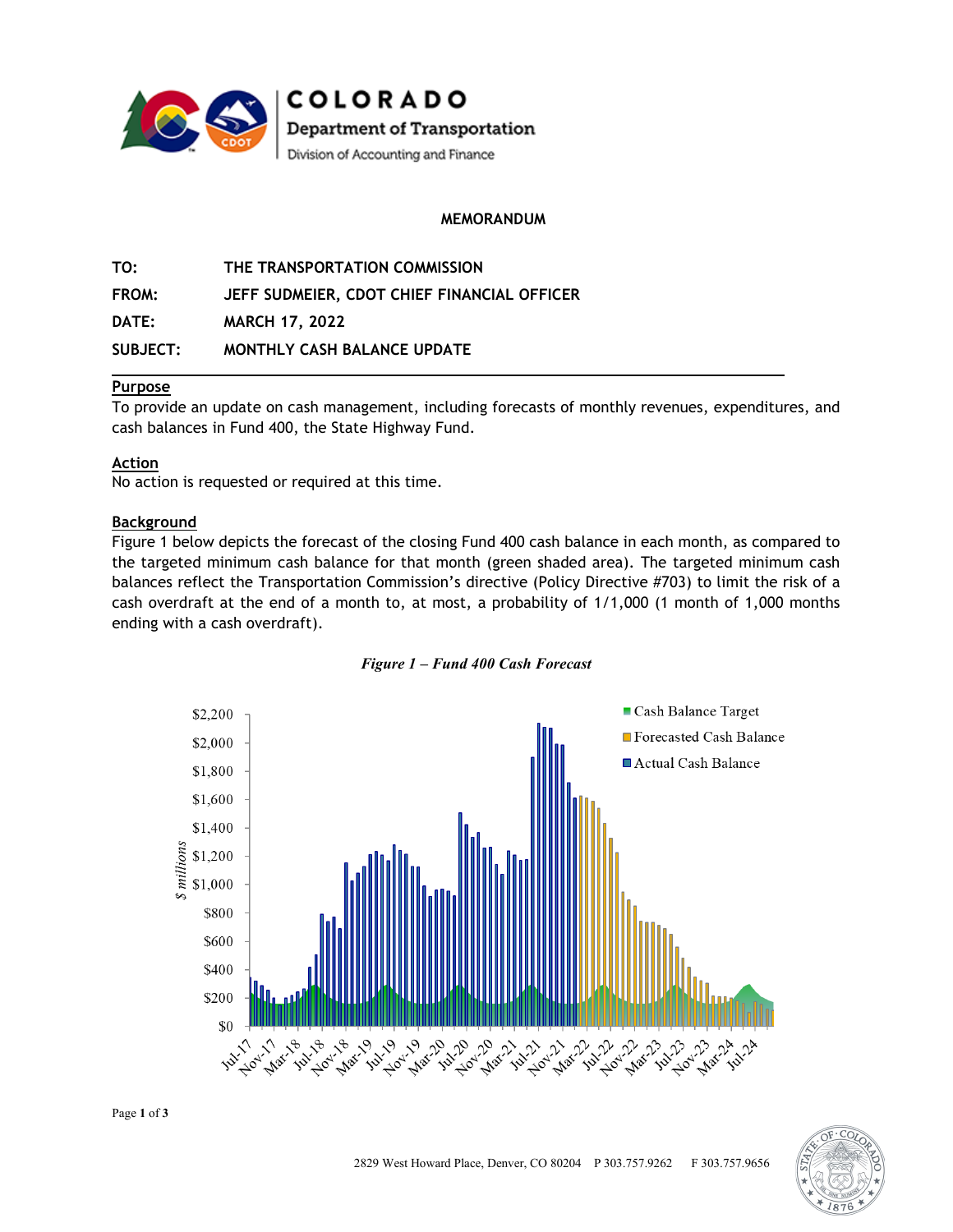COLORADO
Department of Transportation
Division of Accounting and Finance

**MEMORANDUM**

**TO:** THE TRANSPORTATION COMMISSION

**FROM:** JEFF SUDMEIER, CDOT CHIEF FINANCIAL OFFICER

**DATE:** MARCH 17, 2022

**SUBJECT:** MONTHLY CASH BALANCE UPDATE

## Purpose

To provide an update on cash management, including forecasts of monthly revenues, expenditures, and cash balances in Fund 400, the State Highway Fund.

## Action

No action is requested or required at this time.

## Background

Figure 1 below depicts the forecast of the closing Fund 400 cash balance in each month, as compared to the targeted minimum cash balance for that month (green shaded area). The targeted minimum cash balances reflect the Transportation Commission's directive (Policy Directive #703) to limit the risk of a cash overdraft at the end of a month to, at most, a probability of 1/1,000 (1 month of 1,000 months ending with a cash overdraft).

*Figure 1 – Fund 400 Cash Forecast*

2829 West Howard Place, Denver, CO 80204 P 303.757.9262 F 303.757.9656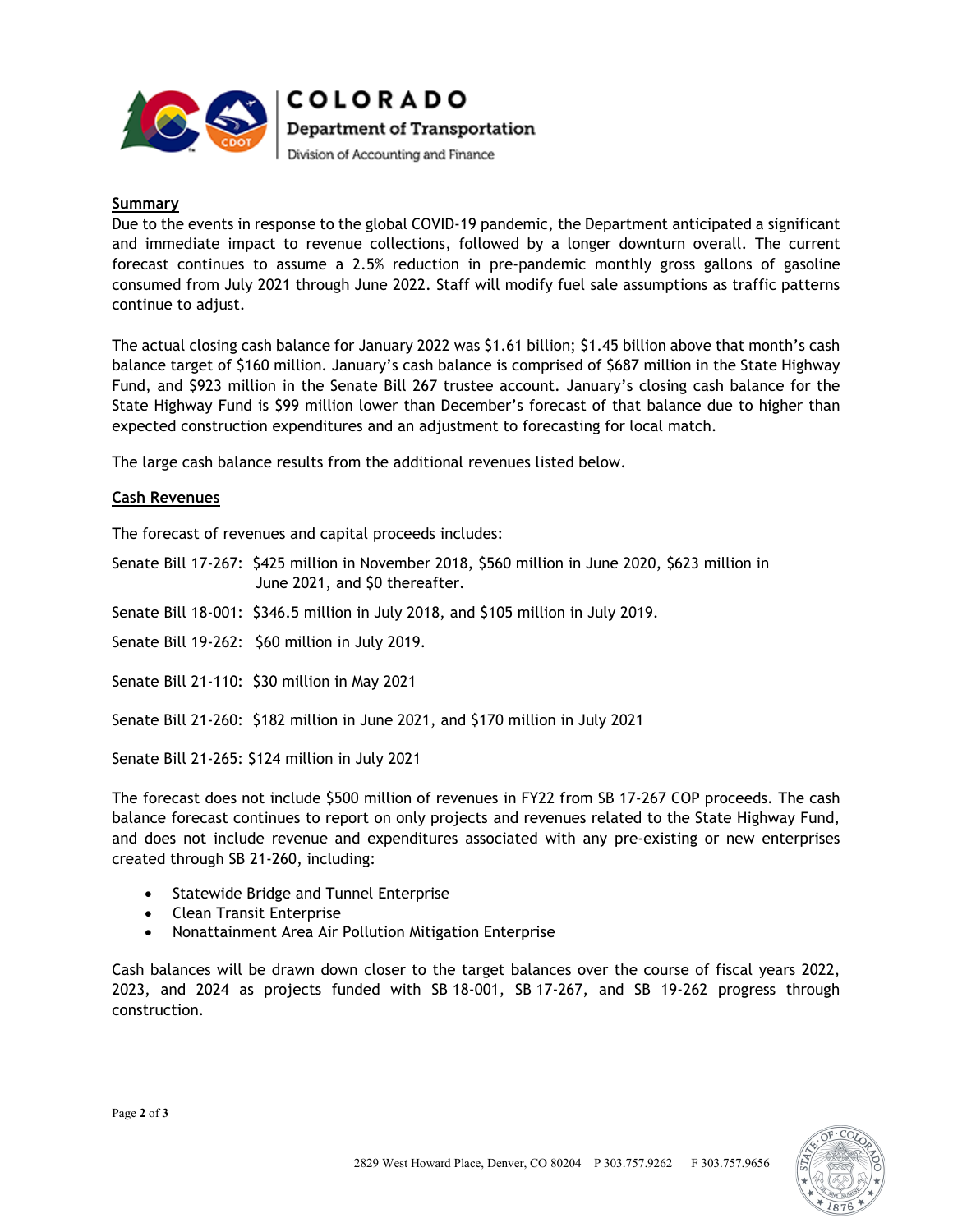## Summary

Due to the events in response to the global COVID-19 pandemic, the Department anticipated a significant and immediate impact to revenue collections, followed by a longer downturn overall. The current forecast continues to assume a 2.5% reduction in pre-pandemic monthly gross gallons of gasoline consumed from July 2021 through June 2022. Staff will modify fuel sale assumptions as traffic patterns continue to adjust.

The actual closing cash balance for January 2022 was $1.61 billion; $1.45 billion above that month's cash balance target of $160 million. January's cash balance is comprised of $687 million in the State Highway Fund, and $923 million in the Senate Bill 267 trustee account. January's closing cash balance for the State Highway Fund is $99 million lower than December's forecast of that balance due to higher than expected construction expenditures and an adjustment to forecasting for local match.

The large cash balance results from the additional revenues listed below.

## Cash Revenues

The forecast of revenues and capital proceeds includes:

Senate Bill 17-267: $425 million in November 2018, $560 million in June 2020, $623 million in June 2021, and $0 thereafter.

Senate Bill 18-001: $346.5 million in July 2018, and $105 million in July 2019.

Senate Bill 19-262: $60 million in July 2019.

Senate Bill 21-110: $30 million in May 2021

Senate Bill 21-260: $182 million in June 2021, and $170 million in July 2021

Senate Bill 21-265: $124 million in July 2021

The forecast does not include $500 million of revenues in FY22 from SB 17-267 COP proceeds. The cash balance forecast continues to report on only projects and revenues related to the State Highway Fund, and does not include revenue and expenditures associated with any pre-existing or new enterprises created through SB 21-260, including:

- Statewide Bridge and Tunnel Enterprise
- Clean Transit Enterprise
- Nonattainment Area Air Pollution Mitigation Enterprise

Cash balances will be drawn down closer to the target balances over the course of fiscal years 2022, 2023, and 2024 as projects funded with SB 18-001, SB 17-267, and SB 19-262 progress through construction.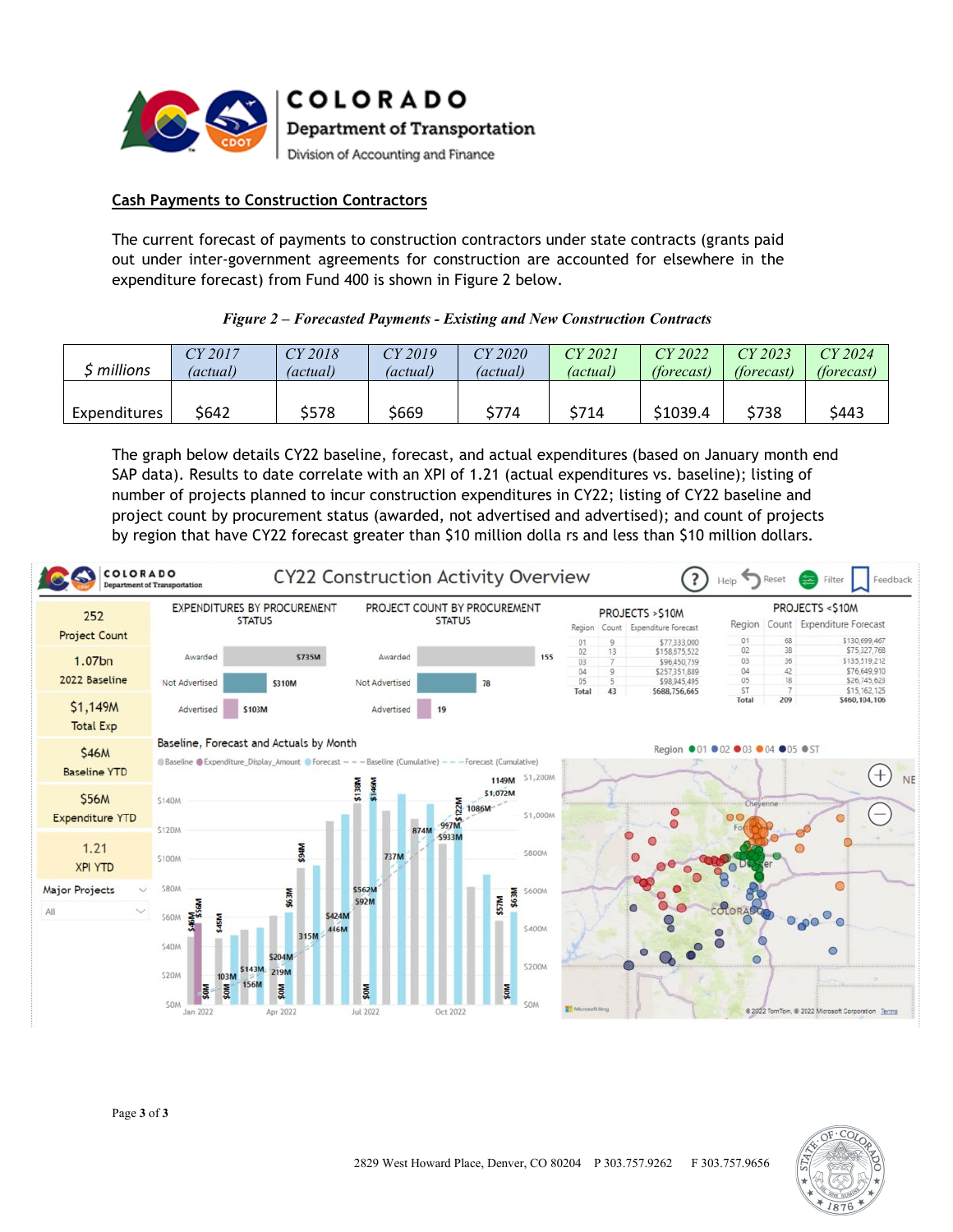## Cash Payments to Construction Contractors

The current forecast of payments to construction contractors under state contracts (grants paid out under inter-government agreements for construction are accounted for elsewhere in the expenditure forecast) from Fund 400 is shown in Figure 2 below.

*Figure 2 – Forecasted Payments - Existing and New Construction Contracts*

| $ millions | CY 2017 (actual) | CY 2018 (actual) | CY 2019 (actual) | CY 2020 (actual) | CY 2021 (actual) | CY 2022 (forecast) | CY 2023 (forecast) | CY 2024 (forecast) |
|---|---|---|---|---|---|---|---|---|
| Expenditures | $642 | $578 | $669 | $774 | $714 | $1039.4 | $738 | $443 |

The graph below details CY22 baseline, forecast, and actual expenditures (based on January month end SAP data). Results to date correlate with an XPI of 1.21 (actual expenditures vs. baseline); listing of number of projects planned to incur construction expenditures in CY22; listing of CY22 baseline and project count by procurement status (awarded, not advertised and advertised); and count of projects by region that have CY22 forecast greater than $10 million dolla rs and less than $10 million dollars.

**CY22 Construction Activity Overview**

| Metric | Value |
|---|---|
| Project Count | 252 |
| 2022 Baseline | 1.07bn |
| Total Exp | $1,149M |
| Baseline YTD | $46M |
| Expenditure YTD | $56M |
| XPI YTD | 1.21 |

**EXPENDITURES BY PROCUREMENT STATUS**

| Status | Expenditures |
|---|---|
| Awarded | $735M |
| Not Advertised | $310M |
| Advertised | $103M |

**PROJECT COUNT BY PROCUREMENT STATUS**

| Status | Count |
|---|---|
| Awarded | 155 |
| Not Advertised | 78 |
| Advertised | 19 |

**PROJECTS >$10M**

| Region | Count | Expenditure Forecast |
|---|---|---|
| 01 | 9 | $77,333,000 |
| 02 | 13 | $158,675,522 |
| 03 | 7 | $96,450,759 |
| 04 | 9 | $257,351,889 |
| 05 | 5 | $98,945,495 |
| Total | 43 | $688,756,665 |

**PROJECTS <$10M**

| Region | Count | Expenditure Forecast |
|---|---|---|
| 01 | 68 | $130,699,467 |
| 02 | 38 | $75,327,768 |
| 03 | 36 | $135,319,212 |
| 04 | 42 | $76,649,910 |
| 05 | 18 | $26,745,623 |
| ST | 7 | $15,162,125 |
| Total | 209 | $460,104,106 |

**Baseline, Forecast and Actuals by Month**

Baseline, Expenditure_Display_Amount, Forecast, Baseline (Cumulative), Forecast (Cumulative)

Region: 01, 02, 03, 04, 05, ST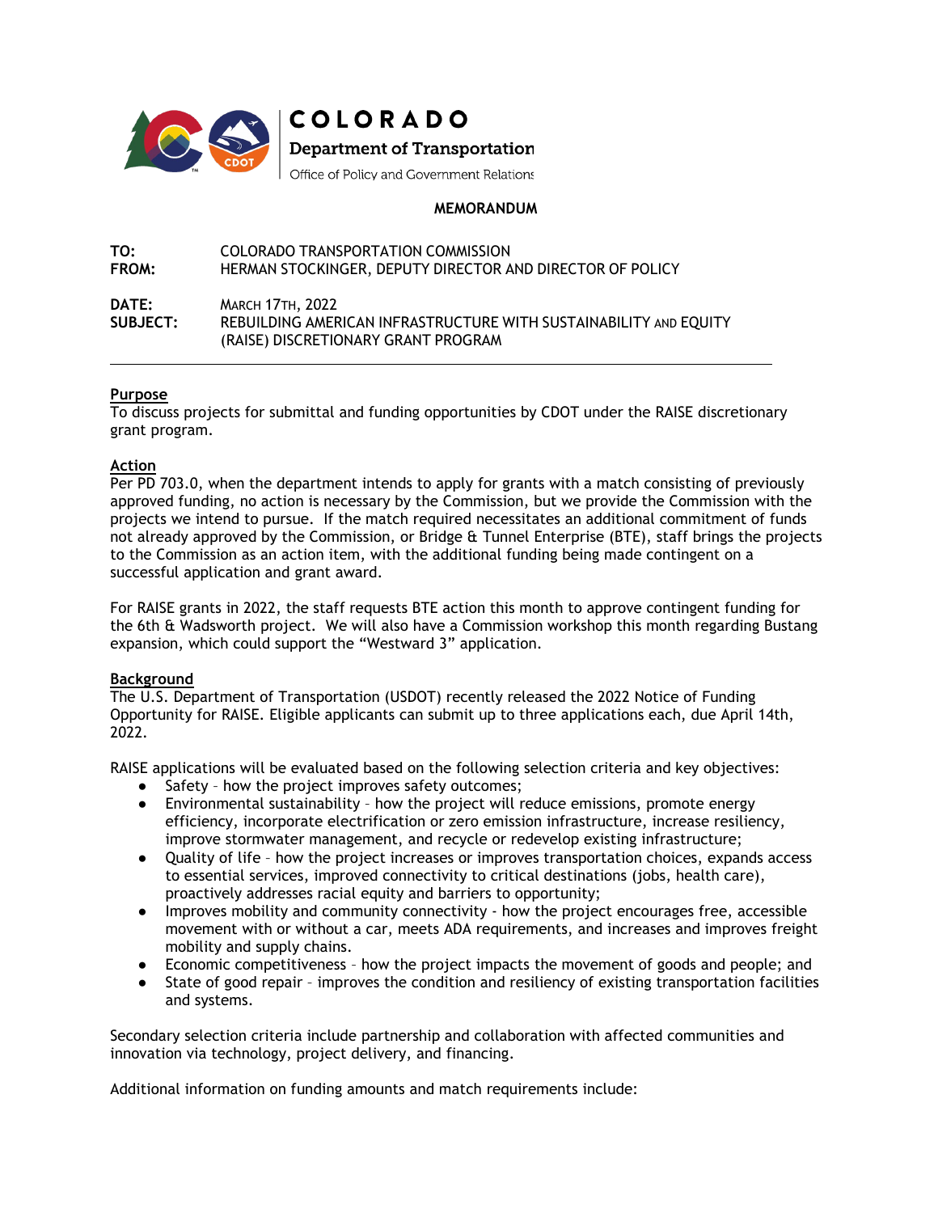COLORADO

Department of Transportation

Office of Policy and Government Relations

**MEMORANDUM**

**TO:** COLORADO TRANSPORTATION COMMISSION

**FROM:** HERMAN STOCKINGER, DEPUTY DIRECTOR AND DIRECTOR OF POLICY

**DATE:** MARCH 17TH, 2022

**SUBJECT:** REBUILDING AMERICAN INFRASTRUCTURE WITH SUSTAINABILITY AND EQUITY (RAISE) DISCRETIONARY GRANT PROGRAM

---

**Purpose**

To discuss projects for submittal and funding opportunities by CDOT under the RAISE discretionary grant program.

**Action**

Per PD 703.0, when the department intends to apply for grants with a match consisting of previously approved funding, no action is necessary by the Commission, but we provide the Commission with the projects we intend to pursue. If the match required necessitates an additional commitment of funds not already approved by the Commission, or Bridge & Tunnel Enterprise (BTE), staff brings the projects to the Commission as an action item, with the additional funding being made contingent on a successful application and grant award.

For RAISE grants in 2022, the staff requests BTE action this month to approve contingent funding for the 6th & Wadsworth project. We will also have a Commission workshop this month regarding Bustang expansion, which could support the "Westward 3" application.

**Background**

The U.S. Department of Transportation (USDOT) recently released the 2022 Notice of Funding Opportunity for RAISE. Eligible applicants can submit up to three applications each, due April 14th, 2022.

RAISE applications will be evaluated based on the following selection criteria and key objectives:

- Safety – how the project improves safety outcomes;
- Environmental sustainability – how the project will reduce emissions, promote energy efficiency, incorporate electrification or zero emission infrastructure, increase resiliency, improve stormwater management, and recycle or redevelop existing infrastructure;
- Quality of life – how the project increases or improves transportation choices, expands access to essential services, improved connectivity to critical destinations (jobs, health care), proactively addresses racial equity and barriers to opportunity;
- Improves mobility and community connectivity - how the project encourages free, accessible movement with or without a car, meets ADA requirements, and increases and improves freight mobility and supply chains.
- Economic competitiveness – how the project impacts the movement of goods and people; and
- State of good repair – improves the condition and resiliency of existing transportation facilities and systems.

Secondary selection criteria include partnership and collaboration with affected communities and innovation via technology, project delivery, and financing.

Additional information on funding amounts and match requirements include: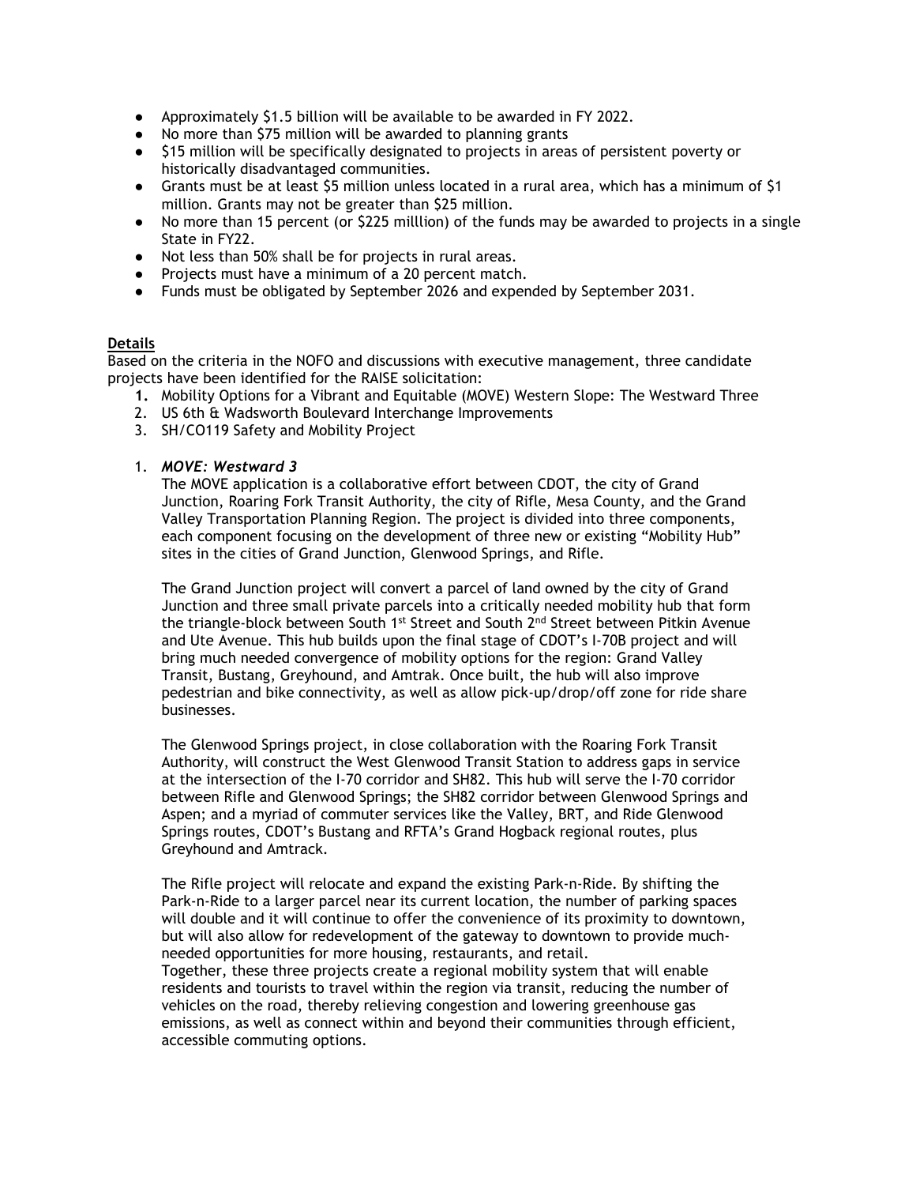- Approximately $1.5 billion will be available to be awarded in FY 2022.
- No more than $75 million will be awarded to planning grants
- $15 million will be specifically designated to projects in areas of persistent poverty or historically disadvantaged communities.
- Grants must be at least $5 million unless located in a rural area, which has a minimum of $1 million. Grants may not be greater than $25 million.
- No more than 15 percent (or $225 milllion) of the funds may be awarded to projects in a single State in FY22.
- Not less than 50% shall be for projects in rural areas.
- Projects must have a minimum of a 20 percent match.
- Funds must be obligated by September 2026 and expended by September 2031.

**Details**

Based on the criteria in the NOFO and discussions with executive management, three candidate projects have been identified for the RAISE solicitation:

1. Mobility Options for a Vibrant and Equitable (MOVE) Western Slope: The Westward Three
2. US 6th & Wadsworth Boulevard Interchange Improvements
3. SH/CO119 Safety and Mobility Project

1. ***MOVE: Westward 3***

   The MOVE application is a collaborative effort between CDOT, the city of Grand Junction, Roaring Fork Transit Authority, the city of Rifle, Mesa County, and the Grand Valley Transportation Planning Region. The project is divided into three components, each component focusing on the development of three new or existing "Mobility Hub" sites in the cities of Grand Junction, Glenwood Springs, and Rifle.

   The Grand Junction project will convert a parcel of land owned by the city of Grand Junction and three small private parcels into a critically needed mobility hub that form the triangle-block between South 1st Street and South 2nd Street between Pitkin Avenue and Ute Avenue. This hub builds upon the final stage of CDOT's I-70B project and will bring much needed convergence of mobility options for the region: Grand Valley Transit, Bustang, Greyhound, and Amtrak. Once built, the hub will also improve pedestrian and bike connectivity, as well as allow pick-up/drop/off zone for ride share businesses.

   The Glenwood Springs project, in close collaboration with the Roaring Fork Transit Authority, will construct the West Glenwood Transit Station to address gaps in service at the intersection of the I-70 corridor and SH82. This hub will serve the I-70 corridor between Rifle and Glenwood Springs; the SH82 corridor between Glenwood Springs and Aspen; and a myriad of commuter services like the Valley, BRT, and Ride Glenwood Springs routes, CDOT's Bustang and RFTA's Grand Hogback regional routes, plus Greyhound and Amtrack.

   The Rifle project will relocate and expand the existing Park-n-Ride. By shifting the Park-n-Ride to a larger parcel near its current location, the number of parking spaces will double and it will continue to offer the convenience of its proximity to downtown, but will also allow for redevelopment of the gateway to downtown to provide much-needed opportunities for more housing, restaurants, and retail.

   Together, these three projects create a regional mobility system that will enable residents and tourists to travel within the region via transit, reducing the number of vehicles on the road, thereby relieving congestion and lowering greenhouse gas emissions, as well as connect within and beyond their communities through efficient, accessible commuting options.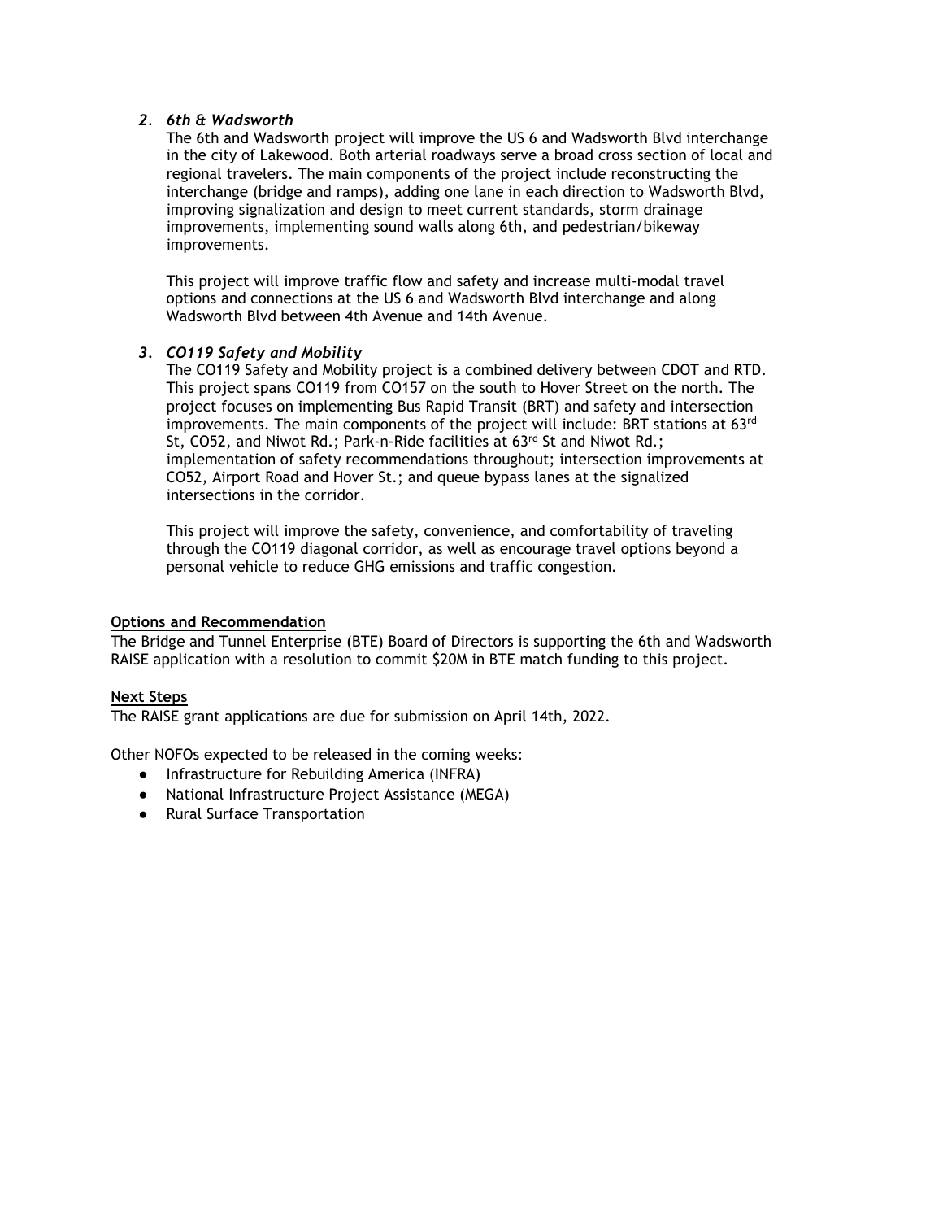2. ***6th & Wadsworth***

   The 6th and Wadsworth project will improve the US 6 and Wadsworth Blvd interchange in the city of Lakewood. Both arterial roadways serve a broad cross section of local and regional travelers. The main components of the project include reconstructing the interchange (bridge and ramps), adding one lane in each direction to Wadsworth Blvd, improving signalization and design to meet current standards, storm drainage improvements, implementing sound walls along 6th, and pedestrian/bikeway improvements.

   This project will improve traffic flow and safety and increase multi-modal travel options and connections at the US 6 and Wadsworth Blvd interchange and along Wadsworth Blvd between 4th Avenue and 14th Avenue.

3. ***CO119 Safety and Mobility***

   The CO119 Safety and Mobility project is a combined delivery between CDOT and RTD. This project spans CO119 from CO157 on the south to Hover Street on the north. The project focuses on implementing Bus Rapid Transit (BRT) and safety and intersection improvements. The main components of the project will include: BRT stations at 63rd St, CO52, and Niwot Rd.; Park-n-Ride facilities at 63rd St and Niwot Rd.; implementation of safety recommendations throughout; intersection improvements at CO52, Airport Road and Hover St.; and queue bypass lanes at the signalized intersections in the corridor.

   This project will improve the safety, convenience, and comfortability of traveling through the CO119 diagonal corridor, as well as encourage travel options beyond a personal vehicle to reduce GHG emissions and traffic congestion.

**Options and Recommendation**

The Bridge and Tunnel Enterprise (BTE) Board of Directors is supporting the 6th and Wadsworth RAISE application with a resolution to commit $20M in BTE match funding to this project.

**Next Steps**

The RAISE grant applications are due for submission on April 14th, 2022.

Other NOFOs expected to be released in the coming weeks:

- Infrastructure for Rebuilding America (INFRA)
- National Infrastructure Project Assistance (MEGA)
- Rural Surface Transportation